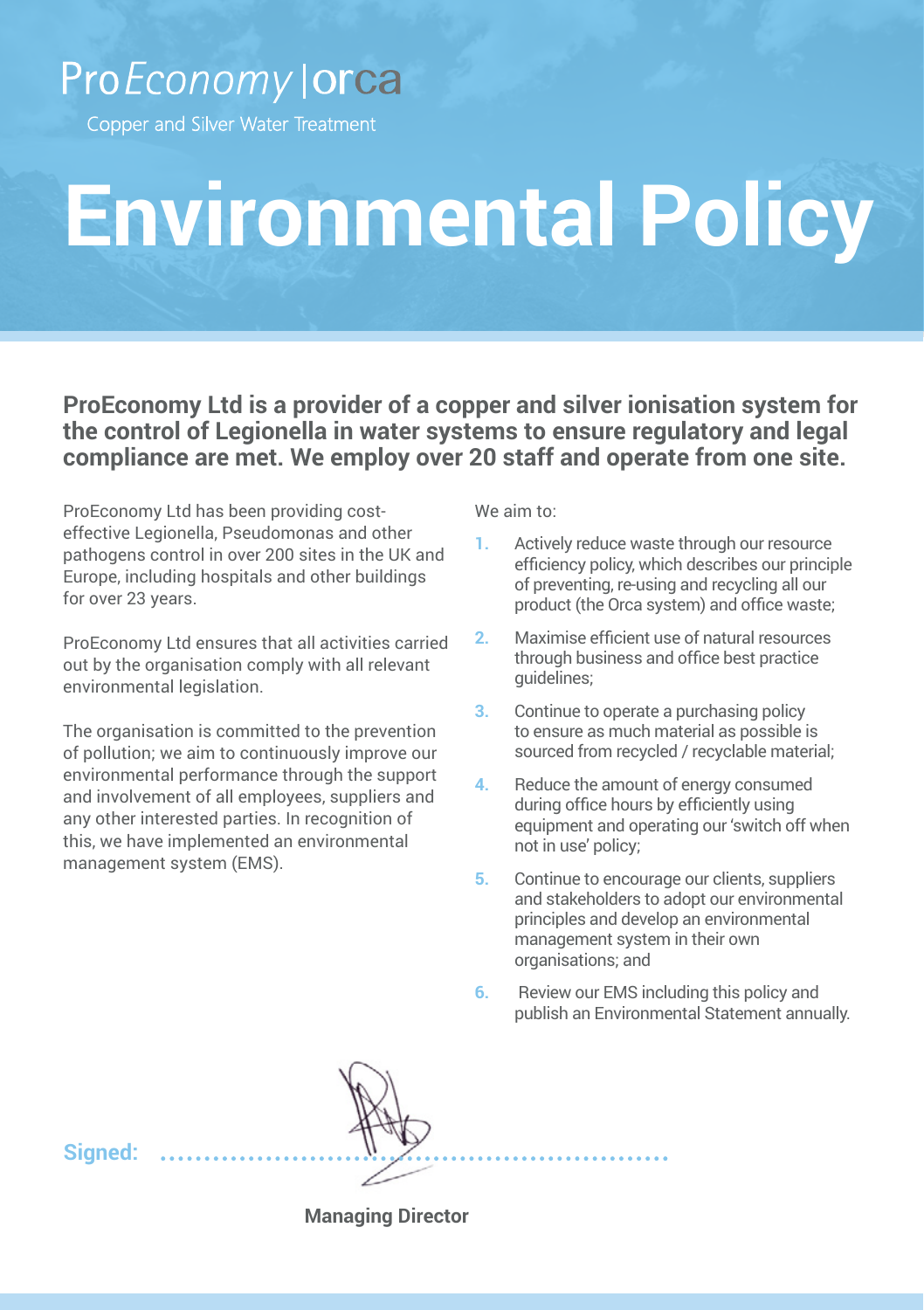ProEconomy | orca

Copper and Silver Water Treatment

# Environmental Policy

**ProEconomy Ltd is a provider of a copper and silver ionisation system for the control of Legionella in water systems to ensure regulatory and legal compliance are met. We employ over 20 staff and operate from one site.**

ProEconomy Ltd has been providing cost-effective Legionella, Pseudomonas and other pathogens control in over 200 sites in the UK and Europe, including hospitals and other buildings for over 23 years.

ProEconomy Ltd ensures that all activities carried out by the organisation comply with all relevant environmental legislation.

The organisation is committed to the prevention of pollution; we aim to continuously improve our environmental performance through the support and involvement of all employees, suppliers and any other interested parties. In recognition of this, we have implemented an environmental management system (EMS).

We aim to:

1. Actively reduce waste through our resource efficiency policy, which describes our principle of preventing, re-using and recycling all our product (the Orca system) and office waste;
2. Maximise efficient use of natural resources through business and office best practice guidelines;
3. Continue to operate a purchasing policy to ensure as much material as possible is sourced from recycled / recyclable material;
4. Reduce the amount of energy consumed during office hours by efficiently using equipment and operating our 'switch off when not in use' policy;
5. Continue to encourage our clients, suppliers and stakeholders to adopt our environmental principles and develop an environmental management system in their own organisations; and
6. Review our EMS including this policy and publish an Environmental Statement annually.

**Signed:** ..............................................................

**Managing Director**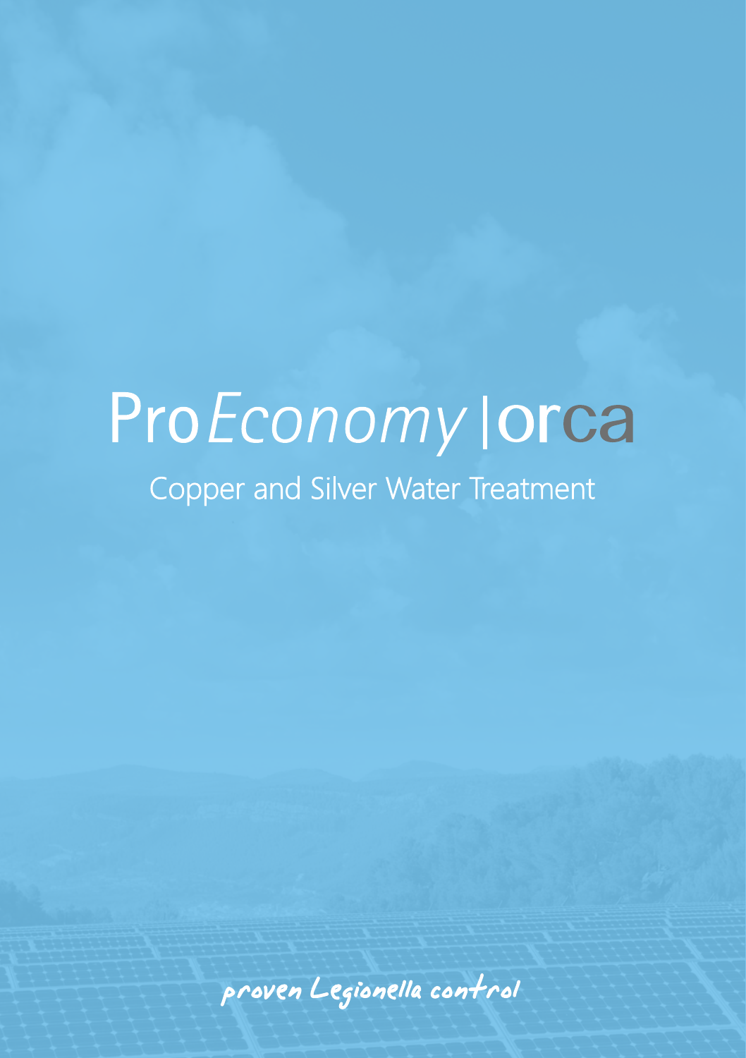# Pro*Economy* |orca

Copper and Silver Water Treatment

*proven Legionella control*